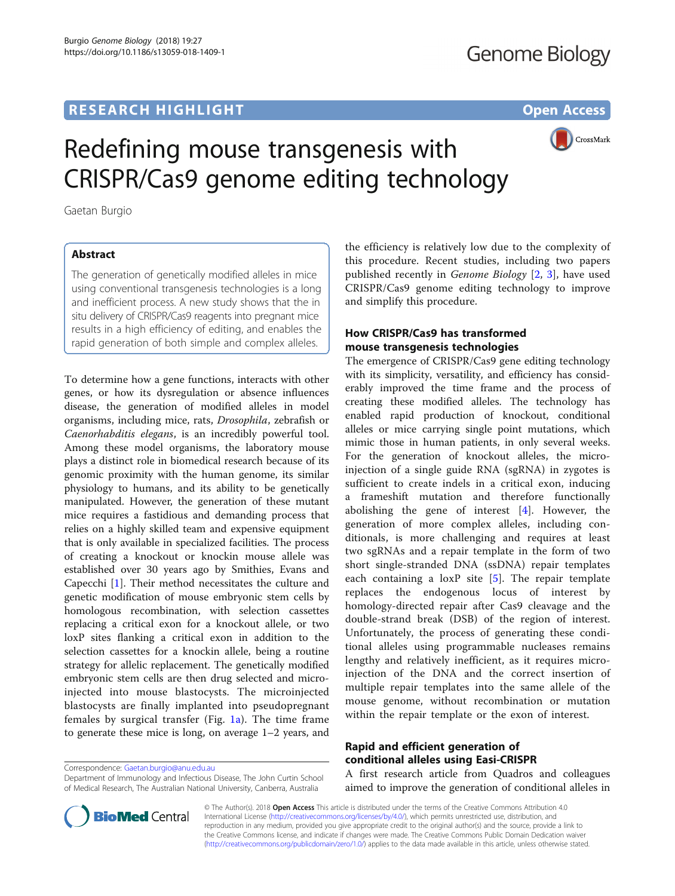# Redefining mouse transgenesis with CRISPR/Cas9 genome editing technology

Gaetan Burgio

## Abstract

The generation of genetically modified alleles in mice using conventional transgenesis technologies is a long and inefficient process. A new study shows that the in situ delivery of CRISPR/Cas9 reagents into pregnant mice results in a high efficiency of editing, and enables the rapid generation of both simple and complex alleles.

To determine how a gene functions, interacts with other genes, or how its dysregulation or absence influences disease, the generation of modified alleles in model organisms, including mice, rats, *Drosophila*, zebrafish or *Caenorhabditis elegans*, is an incredibly powerful tool. Among these model organisms, the laboratory mouse plays a distinct role in biomedical research because of its genomic proximity with the human genome, its similar physiology to humans, and its ability to be genetically manipulated. However, the generation of these mutant mice requires a fastidious and demanding process that relies on a highly skilled team and expensive equipment that is only available in specialized facilities. The process of creating a knockout or knockin mouse allele was established over 30 years ago by Smithies, Evans and Capecchi [1]. Their method necessitates the culture and genetic modification of mouse embryonic stem cells by homologous recombination, with selection cassettes replacing a critical exon for a knockout allele, or two loxP sites flanking a critical exon in addition to the selection cassettes for a knockin allele, being a routine strategy for allelic replacement. The genetically modified embryonic stem cells are then drug selected and microinjected into mouse blastocysts. The microinjected blastocysts are finally implanted into pseudopregnant females by surgical transfer (Fig. 1a). The time frame to generate these mice is long, on average 1–2 years, and the efficiency is relatively low due to the complexity of this procedure. Recent studies, including two papers published recently in *Genome Biology* [2, 3], have used CRISPR/Cas9 genome editing technology to improve and simplify this procedure.

## How CRISPR/Cas9 has transformed mouse transgenesis technologies

The emergence of CRISPR/Cas9 gene editing technology with its simplicity, versatility, and efficiency has considerably improved the time frame and the process of creating these modified alleles. The technology has enabled rapid production of knockout, conditional alleles or mice carrying single point mutations, which mimic those in human patients, in only several weeks. For the generation of knockout alleles, the microinjection of a single guide RNA (sgRNA) in zygotes is sufficient to create indels in a critical exon, inducing a frameshift mutation and therefore functionally abolishing the gene of interest [4]. However, the generation of more complex alleles, including conditionals, is more challenging and requires at least two sgRNAs and a repair template in the form of two short single-stranded DNA (ssDNA) repair templates each containing a loxP site [5]. The repair template replaces the endogenous locus of interest by homology-directed repair after Cas9 cleavage and the double-strand break (DSB) of the region of interest. Unfortunately, the process of generating these conditional alleles using programmable nucleases remains lengthy and relatively inefficient, as it requires microinjection of the DNA and the correct insertion of multiple repair templates into the same allele of the mouse genome, without recombination or mutation within the repair template or the exon of interest.

## Rapid and efficient generation of conditional alleles using Easi-CRISPR

A first research article from Quadros and colleagues aimed to improve the generation of conditional alleles in

Correspondence: Gaetan.burgio@anu.edu.au
Department of Immunology and Infectious Disease, The John Curtin School of Medical Research, The Australian National University, Canberra, Australia

© The Author(s). 2018 **Open Access** This article is distributed under the terms of the Creative Commons Attribution 4.0 International License (http://creativecommons.org/licenses/by/4.0/), which permits unrestricted use, distribution, and reproduction in any medium, provided you give appropriate credit to the original author(s) and the source, provide a link to the Creative Commons license, and indicate if changes were made. The Creative Commons Public Domain Dedication waiver (http://creativecommons.org/publicdomain/zero/1.0/) applies to the data made available in this article, unless otherwise stated.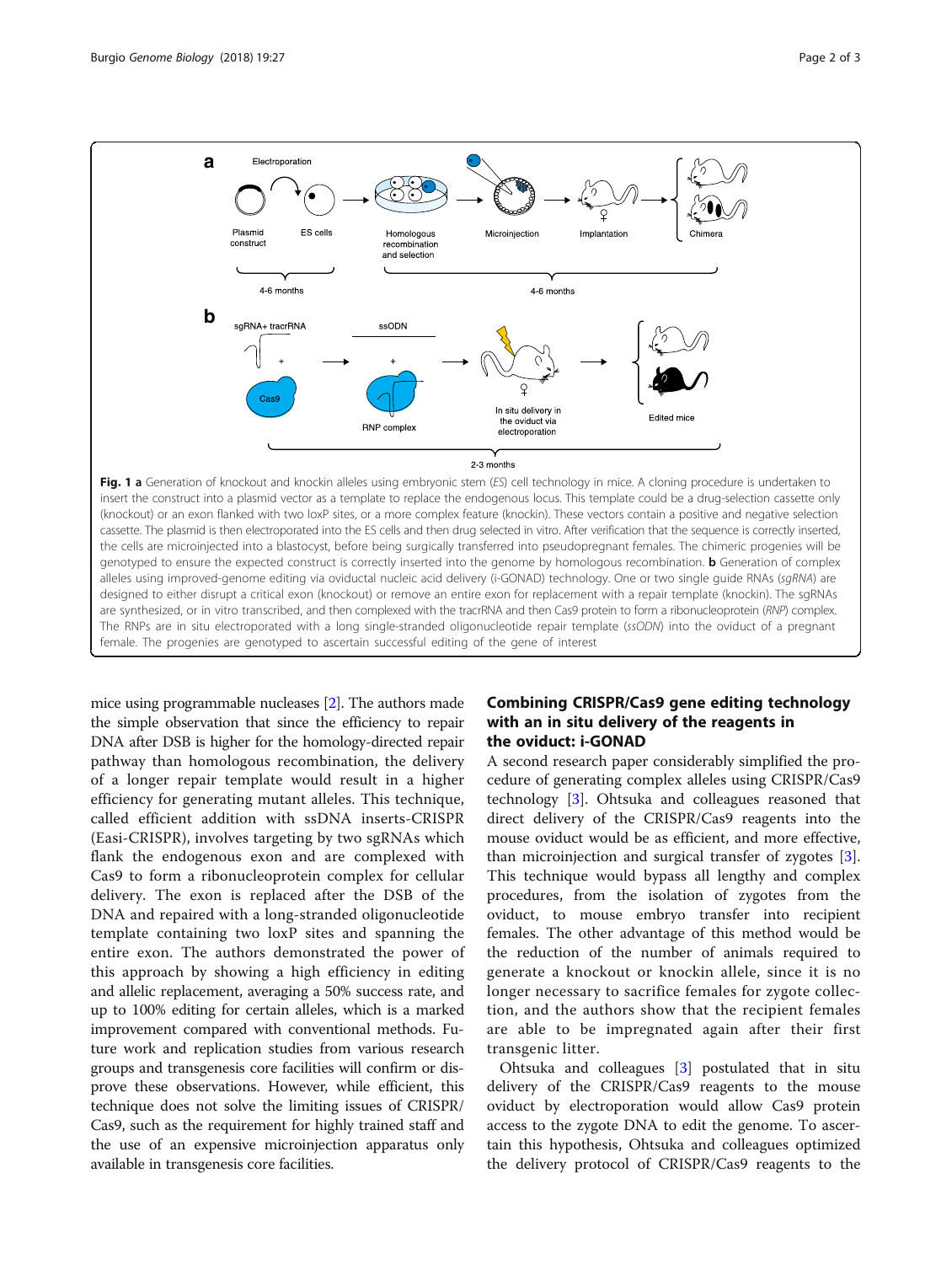Fig. 1 **a** Generation of knockout and knockin alleles using embryonic stem (*ES*) cell technology in mice. A cloning procedure is undertaken to insert the construct into a plasmid vector as a template to replace the endogenous locus. This template could be a drug-selection cassette only (knockout) or an exon flanked with two loxP sites, or a more complex feature (knockin). These vectors contain a positive and negative selection cassette. The plasmid is then electroporated into the ES cells and then drug selected in vitro. After verification that the sequence is correctly inserted, the cells are microinjected into a blastocyst, before being surgically transferred into pseudopregnant females. The chimeric progenies will be genotyped to ensure the expected construct is correctly inserted into the genome by homologous recombination. **b** Generation of complex alleles using improved-genome editing via oviductal nucleic acid delivery (i-GONAD) technology. One or two single guide RNAs (*sgRNA*) are designed to either disrupt a critical exon (knockout) or remove an entire exon for replacement with a repair template (knockin). The sgRNAs are synthesized, or in vitro transcribed, and then complexed with the tracrRNA and then Cas9 protein to form a ribonucleoprotein (*RNP*) complex. The RNPs are in situ electroporated with a long single-stranded oligonucleotide repair template (*ssODN*) into the oviduct of a pregnant female. The progenies are genotyped to ascertain successful editing of the gene of interest

mice using programmable nucleases [2]. The authors made the simple observation that since the efficiency to repair DNA after DSB is higher for the homology-directed repair pathway than homologous recombination, the delivery of a longer repair template would result in a higher efficiency for generating mutant alleles. This technique, called efficient addition with ssDNA inserts-CRISPR (Easi-CRISPR), involves targeting by two sgRNAs which flank the endogenous exon and are complexed with Cas9 to form a ribonucleoprotein complex for cellular delivery. The exon is replaced after the DSB of the DNA and repaired with a long-stranded oligonucleotide template containing two loxP sites and spanning the entire exon. The authors demonstrated the power of this approach by showing a high efficiency in editing and allelic replacement, averaging a 50% success rate, and up to 100% editing for certain alleles, which is a marked improvement compared with conventional methods. Future work and replication studies from various research groups and transgenesis core facilities will confirm or disprove these observations. However, while efficient, this technique does not solve the limiting issues of CRISPR/Cas9, such as the requirement for highly trained staff and the use of an expensive microinjection apparatus only available in transgenesis core facilities.

## Combining CRISPR/Cas9 gene editing technology with an in situ delivery of the reagents in the oviduct: i-GONAD

A second research paper considerably simplified the procedure of generating complex alleles using CRISPR/Cas9 technology [3]. Ohtsuka and colleagues reasoned that direct delivery of the CRISPR/Cas9 reagents into the mouse oviduct would be as efficient, and more effective, than microinjection and surgical transfer of zygotes [3]. This technique would bypass all lengthy and complex procedures, from the isolation of zygotes from the oviduct, to mouse embryo transfer into recipient females. The other advantage of this method would be the reduction of the number of animals required to generate a knockout or knockin allele, since it is no longer necessary to sacrifice females for zygote collection, and the authors show that the recipient females are able to be impregnated again after their first transgenic litter.

Ohtsuka and colleagues [3] postulated that in situ delivery of the CRISPR/Cas9 reagents to the mouse oviduct by electroporation would allow Cas9 protein access to the zygote DNA to edit the genome. To ascertain this hypothesis, Ohtsuka and colleagues optimized the delivery protocol of CRISPR/Cas9 reagents to the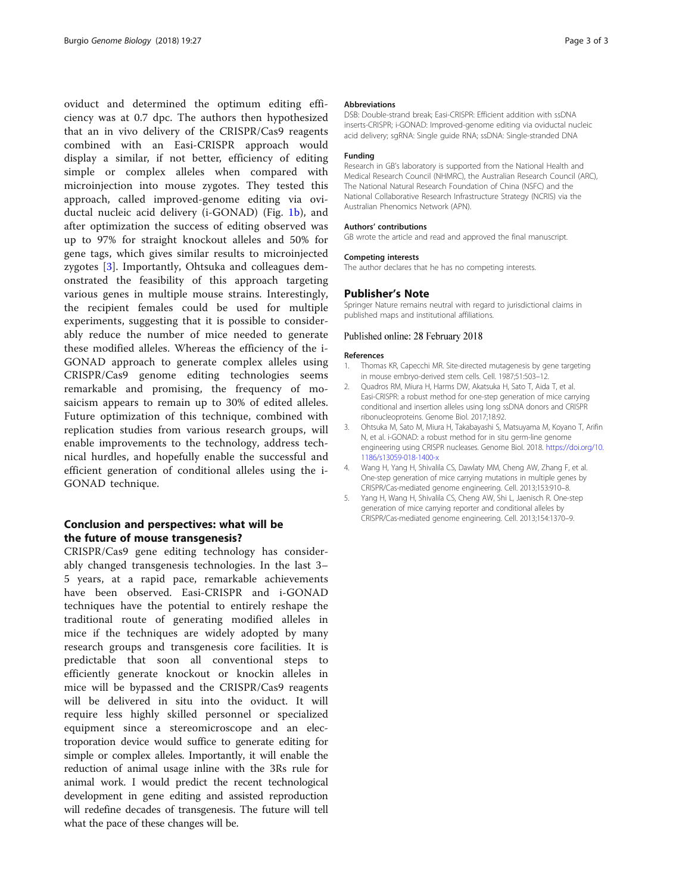oviduct and determined the optimum editing efficiency was at 0.7 dpc. The authors then hypothesized that an in vivo delivery of the CRISPR/Cas9 reagents combined with an Easi-CRISPR approach would display a similar, if not better, efficiency of editing simple or complex alleles when compared with microinjection into mouse zygotes. They tested this approach, called improved-genome editing via oviductal nucleic acid delivery (i-GONAD) (Fig. 1b), and after optimization the success of editing observed was up to 97% for straight knockout alleles and 50% for gene tags, which gives similar results to microinjected zygotes [3]. Importantly, Ohtsuka and colleagues demonstrated the feasibility of this approach targeting various genes in multiple mouse strains. Interestingly, the recipient females could be used for multiple experiments, suggesting that it is possible to considerably reduce the number of mice needed to generate these modified alleles. Whereas the efficiency of the i-GONAD approach to generate complex alleles using CRISPR/Cas9 genome editing technologies seems remarkable and promising, the frequency of mosaicism appears to remain up to 30% of edited alleles. Future optimization of this technique, combined with replication studies from various research groups, will enable improvements to the technology, address technical hurdles, and hopefully enable the successful and efficient generation of conditional alleles using the i-GONAD technique.

## Conclusion and perspectives: what will be the future of mouse transgenesis?

CRISPR/Cas9 gene editing technology has considerably changed transgenesis technologies. In the last 3–5 years, at a rapid pace, remarkable achievements have been observed. Easi-CRISPR and i-GONAD techniques have the potential to entirely reshape the traditional route of generating modified alleles in mice if the techniques are widely adopted by many research groups and transgenesis core facilities. It is predictable that soon all conventional steps to efficiently generate knockout or knockin alleles in mice will be bypassed and the CRISPR/Cas9 reagents will be delivered in situ into the oviduct. It will require less highly skilled personnel or specialized equipment since a stereomicroscope and an electroporation device would suffice to generate editing for simple or complex alleles. Importantly, it will enable the reduction of animal usage inline with the 3Rs rule for animal work. I would predict the recent technological development in gene editing and assisted reproduction will redefine decades of transgenesis. The future will tell what the pace of these changes will be.

### Abbreviations

DSB: Double-strand break; Easi-CRISPR: Efficient addition with ssDNA inserts-CRISPR; i-GONAD: Improved-genome editing via oviductal nucleic acid delivery; sgRNA: Single guide RNA; ssDNA: Single-stranded DNA

### Funding

Research in GB's laboratory is supported from the National Health and Medical Research Council (NHMRC), the Australian Research Council (ARC), The National Natural Research Foundation of China (NSFC) and the National Collaborative Research Infrastructure Strategy (NCRIS) via the Australian Phenomics Network (APN).

### Authors' contributions

GB wrote the article and read and approved the final manuscript.

### Competing interests

The author declares that he has no competing interests.

## Publisher's Note

Springer Nature remains neutral with regard to jurisdictional claims in published maps and institutional affiliations.

Published online: 28 February 2018

### References

1. Thomas KR, Capecchi MR. Site-directed mutagenesis by gene targeting in mouse embryo-derived stem cells. Cell. 1987;51:503–12.
2. Quadros RM, Miura H, Harms DW, Akatsuka H, Sato T, Aida T, et al. Easi-CRISPR: a robust method for one-step generation of mice carrying conditional and insertion alleles using long ssDNA donors and CRISPR ribonucleoproteins. Genome Biol. 2017;18:92.
3. Ohtsuka M, Sato M, Miura H, Takabayashi S, Matsuyama M, Koyano T, Arifin N, et al. i-GONAD: a robust method for in situ germ-line genome engineering using CRISPR nucleases. Genome Biol. 2018. https://doi.org/10.1186/s13059-018-1400-x
4. Wang H, Yang H, Shivalila CS, Dawlaty MM, Cheng AW, Zhang F, et al. One-step generation of mice carrying mutations in multiple genes by CRISPR/Cas-mediated genome engineering. Cell. 2013;153:910–8.
5. Yang H, Wang H, Shivalila CS, Cheng AW, Shi L, Jaenisch R. One-step generation of mice carrying reporter and conditional alleles by CRISPR/Cas-mediated genome engineering. Cell. 2013;154:1370–9.